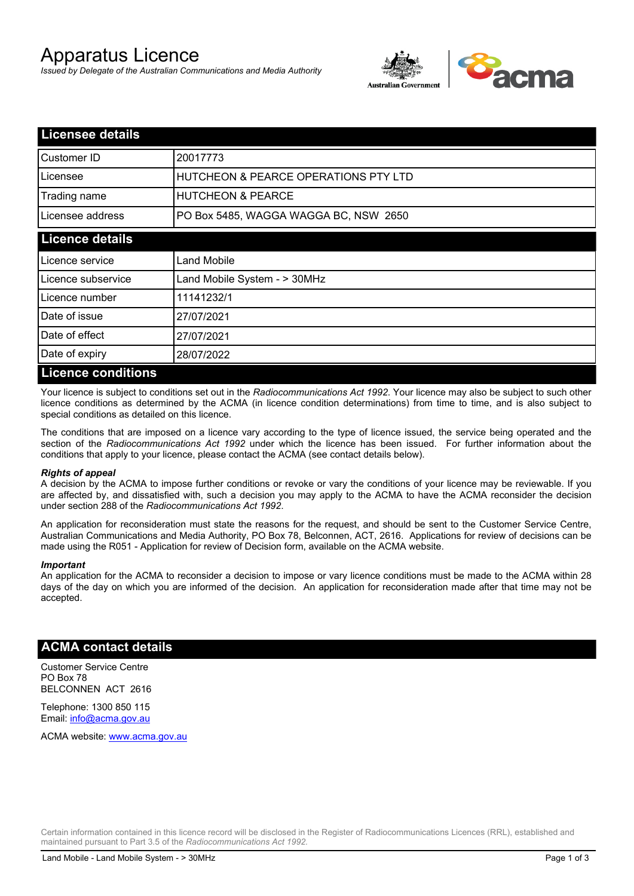# Apparatus Licence

*Issued by Delegate of the Australian Communications and Media Authority*

## Licensee details

| | |
|---|---|
| Customer ID | 20017773 |
| Licensee | HUTCHEON & PEARCE OPERATIONS PTY LTD |
| Trading name | HUTCHEON & PEARCE |
| Licensee address | PO Box 5485, WAGGA WAGGA BC, NSW 2650 |

## Licence details

| | |
|---|---|
| Licence service | Land Mobile |
| Licence subservice | Land Mobile System - > 30MHz |
| Licence number | 11141232/1 |
| Date of issue | 27/07/2021 |
| Date of effect | 27/07/2021 |
| Date of expiry | 28/07/2022 |

## Licence conditions

Your licence is subject to conditions set out in the *Radiocommunications Act 1992*. Your licence may also be subject to such other licence conditions as determined by the ACMA (in licence condition determinations) from time to time, and is also subject to special conditions as detailed on this licence.

The conditions that are imposed on a licence vary according to the type of licence issued, the service being operated and the section of the *Radiocommunications Act 1992* under which the licence has been issued. For further information about the conditions that apply to your licence, please contact the ACMA (see contact details below).

***Rights of appeal***

A decision by the ACMA to impose further conditions or revoke or vary the conditions of your licence may be reviewable. If you are affected by, and dissatisfied with, such a decision you may apply to the ACMA to have the ACMA reconsider the decision under section 288 of the *Radiocommunications Act 1992*.

An application for reconsideration must state the reasons for the request, and should be sent to the Customer Service Centre, Australian Communications and Media Authority, PO Box 78, Belconnen, ACT, 2616. Applications for review of decisions can be made using the R051 - Application for review of Decision form, available on the ACMA website.

***Important***

An application for the ACMA to reconsider a decision to impose or vary licence conditions must be made to the ACMA within 28 days of the day on which you are informed of the decision. An application for reconsideration made after that time may not be accepted.

## ACMA contact details

Customer Service Centre
PO Box 78
BELCONNEN ACT 2616

Telephone: 1300 850 115
Email: info@acma.gov.au

ACMA website: www.acma.gov.au

Certain information contained in this licence record will be disclosed in the Register of Radiocommunications Licences (RRL), established and maintained pursuant to Part 3.5 of the *Radiocommunications Act 1992.*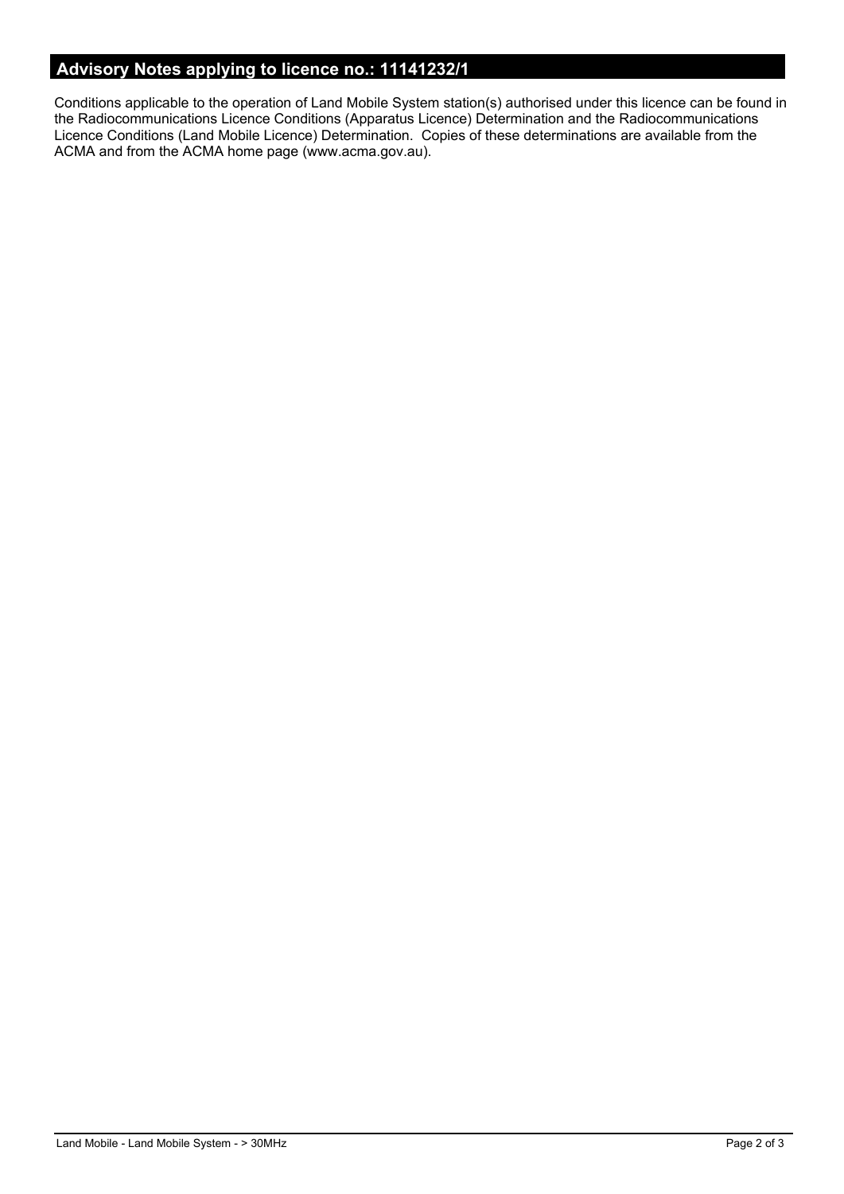## Advisory Notes applying to licence no.: 11141232/1

Conditions applicable to the operation of Land Mobile System station(s) authorised under this licence can be found in the Radiocommunications Licence Conditions (Apparatus Licence) Determination and the Radiocommunications Licence Conditions (Land Mobile Licence) Determination. Copies of these determinations are available from the ACMA and from the ACMA home page (www.acma.gov.au).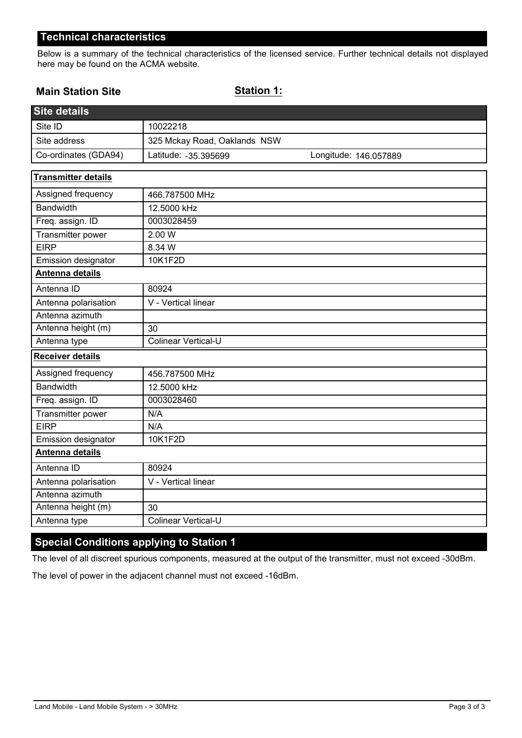## Technical characteristics

Below is a summary of the technical characteristics of the licensed service. Further technical details not displayed here may be found on the ACMA website.

**Main Station Site** **Station 1:**

| Site details | | |
|---|---|---|
| Site ID | 10022218 | |
| Site address | 325 Mckay Road, Oaklands NSW | |
| Co-ordinates (GDA94) | Latitude: -35.395699 | Longitude: 146.057889 |

| Transmitter details | |
|---|---|
| Assigned frequency | 466.787500 MHz |
| Bandwidth | 12.5000 kHz |
| Freq. assign. ID | 0003028459 |
| Transmitter power | 2.00 W |
| EIRP | 8.34 W |
| Emission designator | 10K1F2D |
| **Antenna details** | |
| Antenna ID | 80924 |
| Antenna polarisation | V - Vertical linear |
| Antenna azimuth | |
| Antenna height (m) | 30 |
| Antenna type | Colinear Vertical-U |

| Receiver details | |
|---|---|
| Assigned frequency | 456.787500 MHz |
| Bandwidth | 12.5000 kHz |
| Freq. assign. ID | 0003028460 |
| Transmitter power | N/A |
| EIRP | N/A |
| Emission designator | 10K1F2D |
| **Antenna details** | |
| Antenna ID | 80924 |
| Antenna polarisation | V - Vertical linear |
| Antenna azimuth | |
| Antenna height (m) | 30 |
| Antenna type | Colinear Vertical-U |

## Special Conditions applying to Station 1

The level of all discreet spurious components, measured at the output of the transmitter, must not exceed -30dBm.

The level of power in the adjacent channel must not exceed -16dBm.